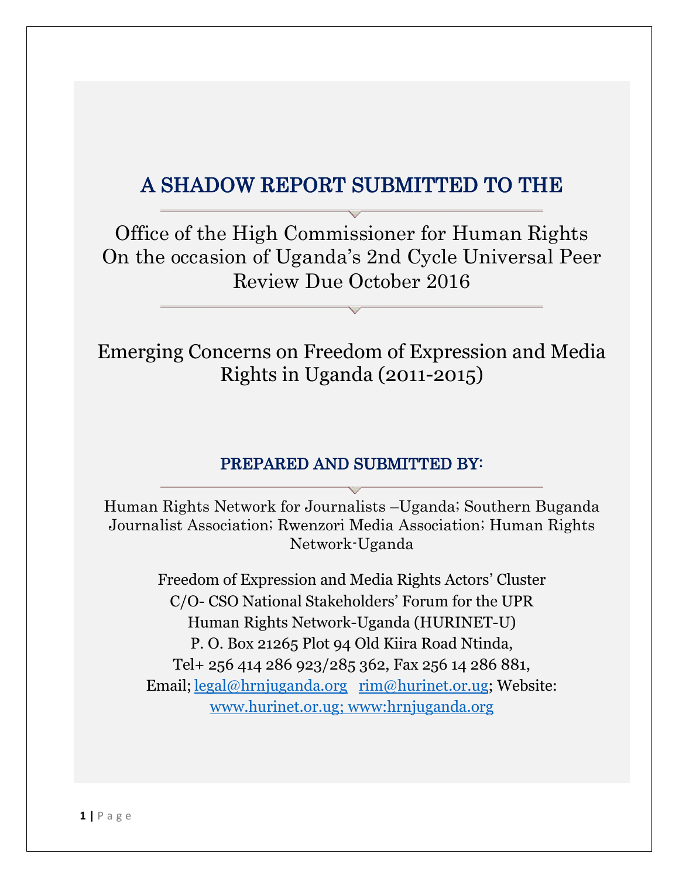# A SHADOW REPORT SUBMITTED TO THE

Office of the High Commissioner for Human Rights
On the occasion of Uganda's 2nd Cycle Universal Peer Review Due October 2016

## Emerging Concerns on Freedom of Expression and Media Rights in Uganda (2011-2015)

### PREPARED AND SUBMITTED BY:

Human Rights Network for Journalists –Uganda; Southern Buganda Journalist Association; Rwenzori Media Association; Human Rights Network-Uganda

Freedom of Expression and Media Rights Actors' Cluster
C/O- CSO National Stakeholders' Forum for the UPR
Human Rights Network-Uganda (HURINET-U)
P. O. Box 21265 Plot 94 Old Kiira Road Ntinda,
Tel+ 256 414 286 923/285 362, Fax 256 14 286 881,
Email; legal@hrnjuganda.org rim@hurinet.or.ug; Website: www.hurinet.or.ug; www:hrnjuganda.org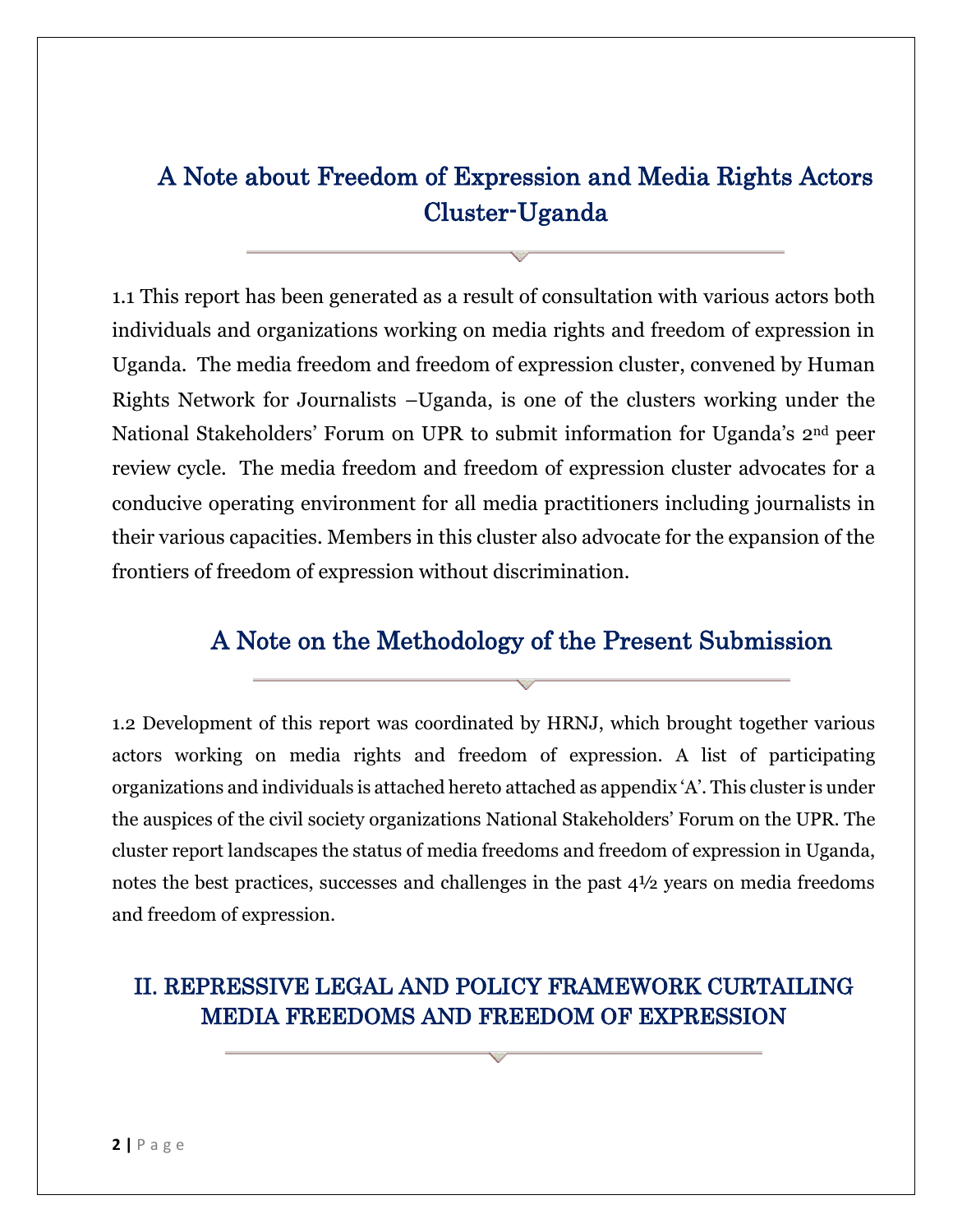## A Note about Freedom of Expression and Media Rights Actors Cluster-Uganda

1.1 This report has been generated as a result of consultation with various actors both individuals and organizations working on media rights and freedom of expression in Uganda. The media freedom and freedom of expression cluster, convened by Human Rights Network for Journalists –Uganda, is one of the clusters working under the National Stakeholders' Forum on UPR to submit information for Uganda's 2nd peer review cycle. The media freedom and freedom of expression cluster advocates for a conducive operating environment for all media practitioners including journalists in their various capacities. Members in this cluster also advocate for the expansion of the frontiers of freedom of expression without discrimination.

## A Note on the Methodology of the Present Submission

1.2 Development of this report was coordinated by HRNJ, which brought together various actors working on media rights and freedom of expression. A list of participating organizations and individuals is attached hereto attached as appendix 'A'. This cluster is under the auspices of the civil society organizations National Stakeholders' Forum on the UPR. The cluster report landscapes the status of media freedoms and freedom of expression in Uganda, notes the best practices, successes and challenges in the past 4½ years on media freedoms and freedom of expression.

## II. REPRESSIVE LEGAL AND POLICY FRAMEWORK CURTAILING MEDIA FREEDOMS AND FREEDOM OF EXPRESSION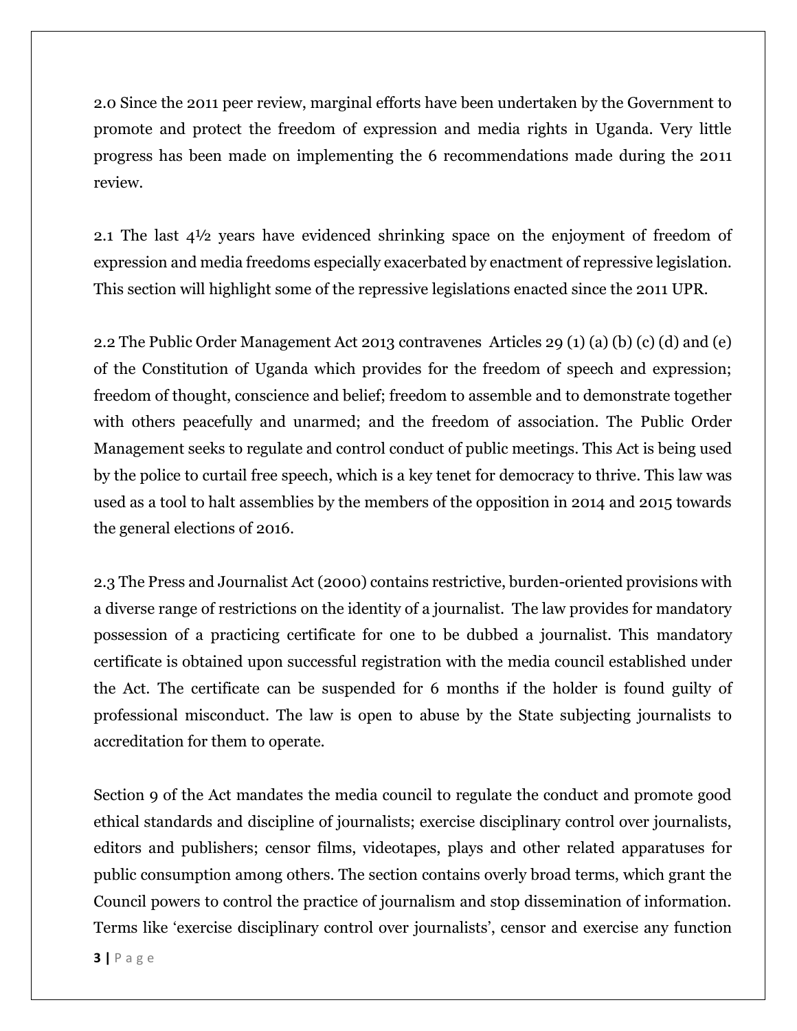2.0 Since the 2011 peer review, marginal efforts have been undertaken by the Government to promote and protect the freedom of expression and media rights in Uganda. Very little progress has been made on implementing the 6 recommendations made during the 2011 review.

2.1 The last 4½ years have evidenced shrinking space on the enjoyment of freedom of expression and media freedoms especially exacerbated by enactment of repressive legislation. This section will highlight some of the repressive legislations enacted since the 2011 UPR.

2.2 The Public Order Management Act 2013 contravenes Articles 29 (1) (a) (b) (c) (d) and (e) of the Constitution of Uganda which provides for the freedom of speech and expression; freedom of thought, conscience and belief; freedom to assemble and to demonstrate together with others peacefully and unarmed; and the freedom of association. The Public Order Management seeks to regulate and control conduct of public meetings. This Act is being used by the police to curtail free speech, which is a key tenet for democracy to thrive. This law was used as a tool to halt assemblies by the members of the opposition in 2014 and 2015 towards the general elections of 2016.

2.3 The Press and Journalist Act (2000) contains restrictive, burden-oriented provisions with a diverse range of restrictions on the identity of a journalist. The law provides for mandatory possession of a practicing certificate for one to be dubbed a journalist. This mandatory certificate is obtained upon successful registration with the media council established under the Act. The certificate can be suspended for 6 months if the holder is found guilty of professional misconduct. The law is open to abuse by the State subjecting journalists to accreditation for them to operate.

Section 9 of the Act mandates the media council to regulate the conduct and promote good ethical standards and discipline of journalists; exercise disciplinary control over journalists, editors and publishers; censor films, videotapes, plays and other related apparatuses for public consumption among others. The section contains overly broad terms, which grant the Council powers to control the practice of journalism and stop dissemination of information. Terms like 'exercise disciplinary control over journalists', censor and exercise any function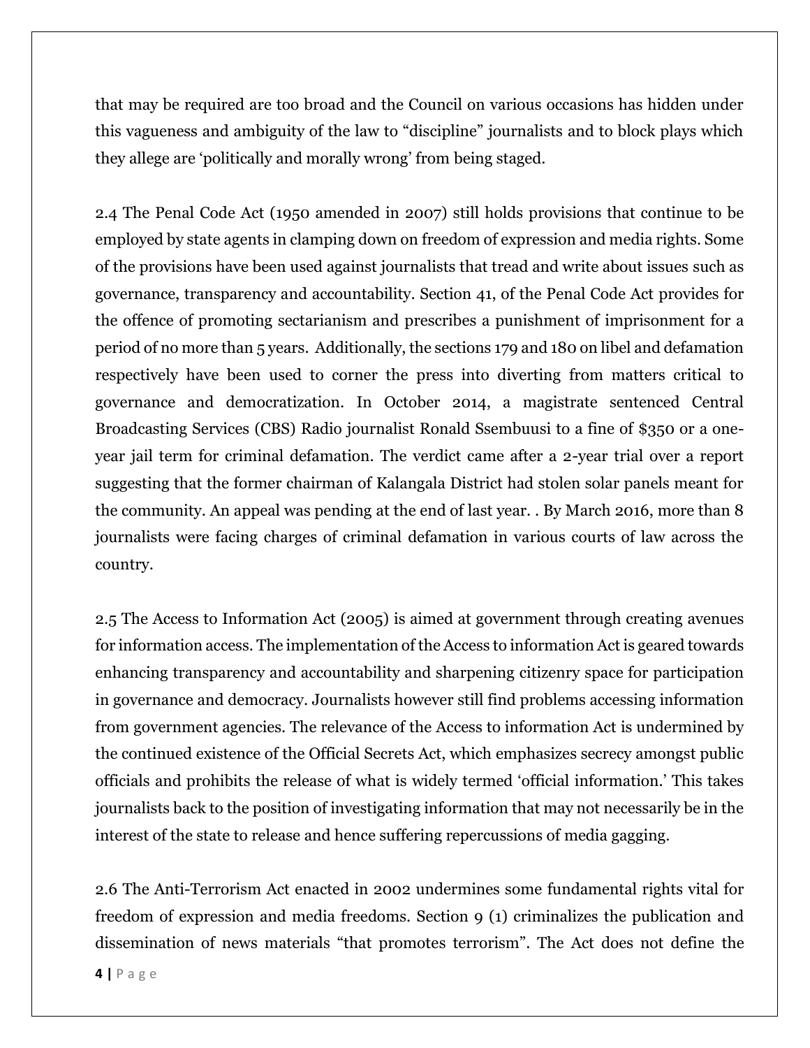that may be required are too broad and the Council on various occasions has hidden under this vagueness and ambiguity of the law to "discipline" journalists and to block plays which they allege are 'politically and morally wrong' from being staged.

2.4 The Penal Code Act (1950 amended in 2007) still holds provisions that continue to be employed by state agents in clamping down on freedom of expression and media rights. Some of the provisions have been used against journalists that tread and write about issues such as governance, transparency and accountability. Section 41, of the Penal Code Act provides for the offence of promoting sectarianism and prescribes a punishment of imprisonment for a period of no more than 5 years. Additionally, the sections 179 and 180 on libel and defamation respectively have been used to corner the press into diverting from matters critical to governance and democratization. In October 2014, a magistrate sentenced Central Broadcasting Services (CBS) Radio journalist Ronald Ssembuusi to a fine of $350 or a one-year jail term for criminal defamation. The verdict came after a 2-year trial over a report suggesting that the former chairman of Kalangala District had stolen solar panels meant for the community. An appeal was pending at the end of last year. . By March 2016, more than 8 journalists were facing charges of criminal defamation in various courts of law across the country.

2.5 The Access to Information Act (2005) is aimed at government through creating avenues for information access. The implementation of the Access to information Act is geared towards enhancing transparency and accountability and sharpening citizenry space for participation in governance and democracy. Journalists however still find problems accessing information from government agencies. The relevance of the Access to information Act is undermined by the continued existence of the Official Secrets Act, which emphasizes secrecy amongst public officials and prohibits the release of what is widely termed 'official information.' This takes journalists back to the position of investigating information that may not necessarily be in the interest of the state to release and hence suffering repercussions of media gagging.

2.6 The Anti-Terrorism Act enacted in 2002 undermines some fundamental rights vital for freedom of expression and media freedoms. Section 9 (1) criminalizes the publication and dissemination of news materials "that promotes terrorism". The Act does not define the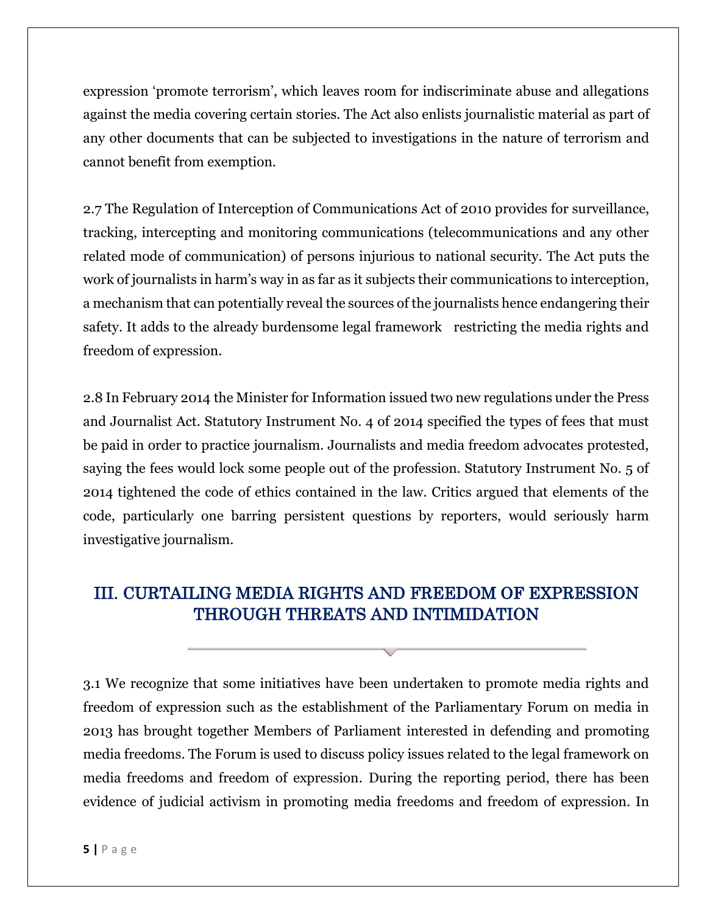expression 'promote terrorism', which leaves room for indiscriminate abuse and allegations against the media covering certain stories. The Act also enlists journalistic material as part of any other documents that can be subjected to investigations in the nature of terrorism and cannot benefit from exemption.

2.7 The Regulation of Interception of Communications Act of 2010 provides for surveillance, tracking, intercepting and monitoring communications (telecommunications and any other related mode of communication) of persons injurious to national security. The Act puts the work of journalists in harm's way in as far as it subjects their communications to interception, a mechanism that can potentially reveal the sources of the journalists hence endangering their safety. It adds to the already burdensome legal framework restricting the media rights and freedom of expression.

2.8 In February 2014 the Minister for Information issued two new regulations under the Press and Journalist Act. Statutory Instrument No. 4 of 2014 specified the types of fees that must be paid in order to practice journalism. Journalists and media freedom advocates protested, saying the fees would lock some people out of the profession. Statutory Instrument No. 5 of 2014 tightened the code of ethics contained in the law. Critics argued that elements of the code, particularly one barring persistent questions by reporters, would seriously harm investigative journalism.

## III. CURTAILING MEDIA RIGHTS AND FREEDOM OF EXPRESSION THROUGH THREATS AND INTIMIDATION

3.1 We recognize that some initiatives have been undertaken to promote media rights and freedom of expression such as the establishment of the Parliamentary Forum on media in 2013 has brought together Members of Parliament interested in defending and promoting media freedoms. The Forum is used to discuss policy issues related to the legal framework on media freedoms and freedom of expression. During the reporting period, there has been evidence of judicial activism in promoting media freedoms and freedom of expression. In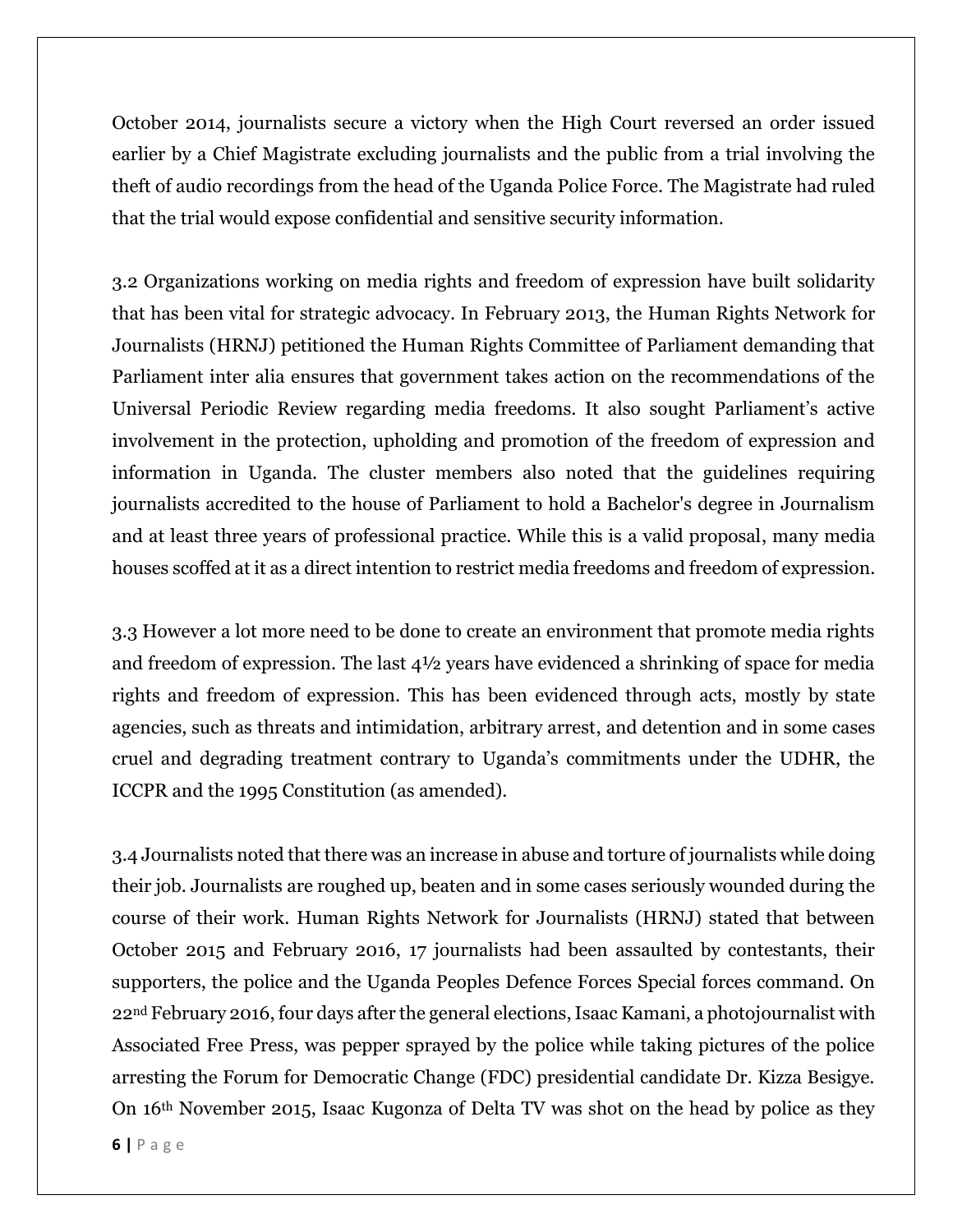October 2014, journalists secure a victory when the High Court reversed an order issued earlier by a Chief Magistrate excluding journalists and the public from a trial involving the theft of audio recordings from the head of the Uganda Police Force. The Magistrate had ruled that the trial would expose confidential and sensitive security information.

3.2 Organizations working on media rights and freedom of expression have built solidarity that has been vital for strategic advocacy. In February 2013, the Human Rights Network for Journalists (HRNJ) petitioned the Human Rights Committee of Parliament demanding that Parliament inter alia ensures that government takes action on the recommendations of the Universal Periodic Review regarding media freedoms. It also sought Parliament's active involvement in the protection, upholding and promotion of the freedom of expression and information in Uganda. The cluster members also noted that the guidelines requiring journalists accredited to the house of Parliament to hold a Bachelor's degree in Journalism and at least three years of professional practice. While this is a valid proposal, many media houses scoffed at it as a direct intention to restrict media freedoms and freedom of expression.

3.3 However a lot more need to be done to create an environment that promote media rights and freedom of expression. The last 4½ years have evidenced a shrinking of space for media rights and freedom of expression. This has been evidenced through acts, mostly by state agencies, such as threats and intimidation, arbitrary arrest, and detention and in some cases cruel and degrading treatment contrary to Uganda's commitments under the UDHR, the ICCPR and the 1995 Constitution (as amended).

3.4 Journalists noted that there was an increase in abuse and torture of journalists while doing their job. Journalists are roughed up, beaten and in some cases seriously wounded during the course of their work. Human Rights Network for Journalists (HRNJ) stated that between October 2015 and February 2016, 17 journalists had been assaulted by contestants, their supporters, the police and the Uganda Peoples Defence Forces Special forces command. On 22nd February 2016, four days after the general elections, Isaac Kamani, a photojournalist with Associated Free Press, was pepper sprayed by the police while taking pictures of the police arresting the Forum for Democratic Change (FDC) presidential candidate Dr. Kizza Besigye. On 16th November 2015, Isaac Kugonza of Delta TV was shot on the head by police as they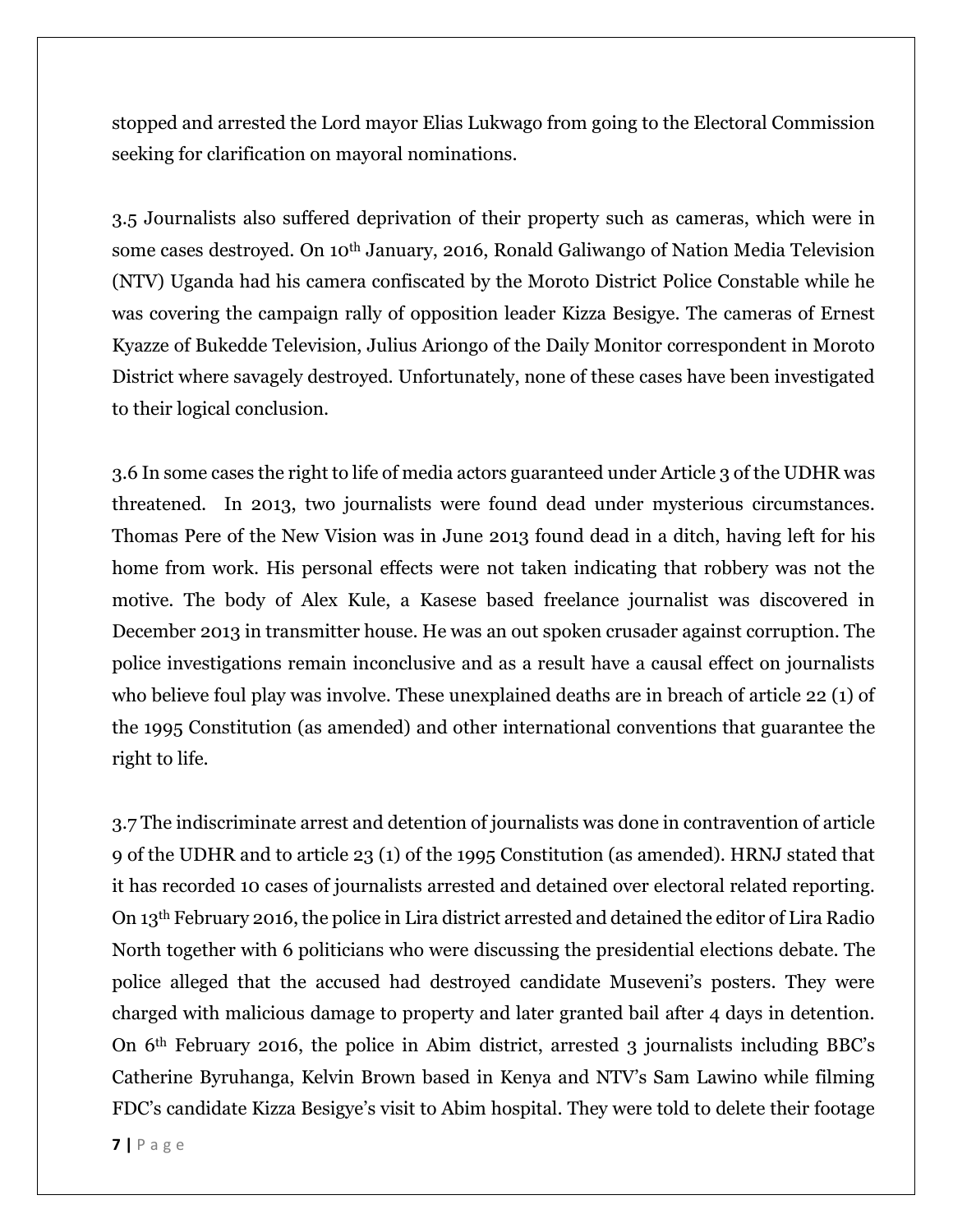stopped and arrested the Lord mayor Elias Lukwago from going to the Electoral Commission seeking for clarification on mayoral nominations.

3.5 Journalists also suffered deprivation of their property such as cameras, which were in some cases destroyed. On 10th January, 2016, Ronald Galiwango of Nation Media Television (NTV) Uganda had his camera confiscated by the Moroto District Police Constable while he was covering the campaign rally of opposition leader Kizza Besigye. The cameras of Ernest Kyazze of Bukedde Television, Julius Ariongo of the Daily Monitor correspondent in Moroto District where savagely destroyed. Unfortunately, none of these cases have been investigated to their logical conclusion.

3.6 In some cases the right to life of media actors guaranteed under Article 3 of the UDHR was threatened. In 2013, two journalists were found dead under mysterious circumstances. Thomas Pere of the New Vision was in June 2013 found dead in a ditch, having left for his home from work. His personal effects were not taken indicating that robbery was not the motive. The body of Alex Kule, a Kasese based freelance journalist was discovered in December 2013 in transmitter house. He was an out spoken crusader against corruption. The police investigations remain inconclusive and as a result have a causal effect on journalists who believe foul play was involve. These unexplained deaths are in breach of article 22 (1) of the 1995 Constitution (as amended) and other international conventions that guarantee the right to life.

3.7 The indiscriminate arrest and detention of journalists was done in contravention of article 9 of the UDHR and to article 23 (1) of the 1995 Constitution (as amended). HRNJ stated that it has recorded 10 cases of journalists arrested and detained over electoral related reporting. On 13th February 2016, the police in Lira district arrested and detained the editor of Lira Radio North together with 6 politicians who were discussing the presidential elections debate. The police alleged that the accused had destroyed candidate Museveni's posters. They were charged with malicious damage to property and later granted bail after 4 days in detention. On 6th February 2016, the police in Abim district, arrested 3 journalists including BBC's Catherine Byruhanga, Kelvin Brown based in Kenya and NTV's Sam Lawino while filming FDC's candidate Kizza Besigye's visit to Abim hospital. They were told to delete their footage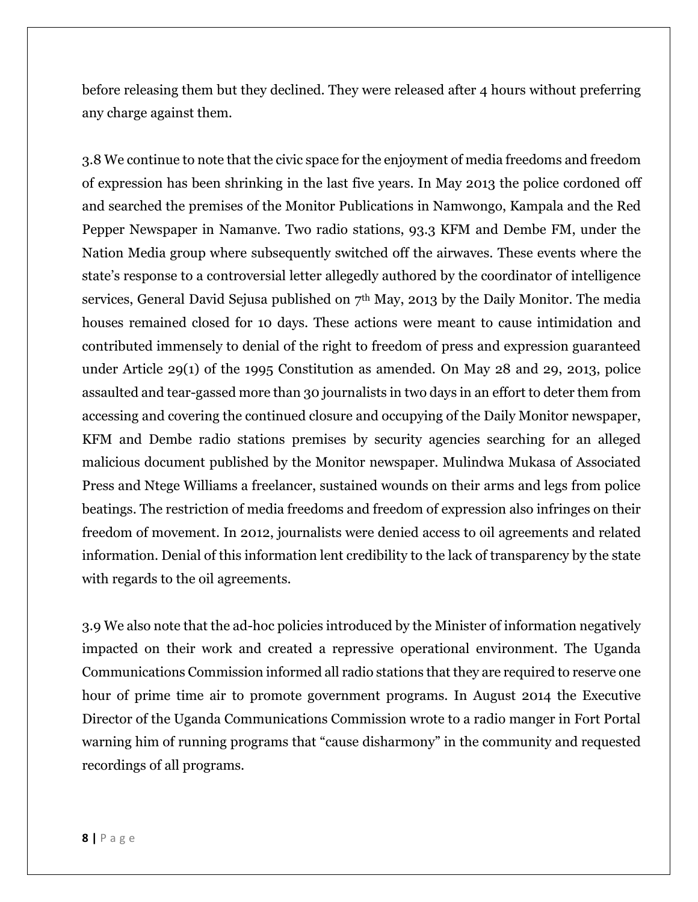before releasing them but they declined. They were released after 4 hours without preferring any charge against them.

3.8 We continue to note that the civic space for the enjoyment of media freedoms and freedom of expression has been shrinking in the last five years. In May 2013 the police cordoned off and searched the premises of the Monitor Publications in Namwongo, Kampala and the Red Pepper Newspaper in Namanve. Two radio stations, 93.3 KFM and Dembe FM, under the Nation Media group where subsequently switched off the airwaves. These events where the state's response to a controversial letter allegedly authored by the coordinator of intelligence services, General David Sejusa published on 7th May, 2013 by the Daily Monitor. The media houses remained closed for 10 days. These actions were meant to cause intimidation and contributed immensely to denial of the right to freedom of press and expression guaranteed under Article 29(1) of the 1995 Constitution as amended. On May 28 and 29, 2013, police assaulted and tear-gassed more than 30 journalists in two days in an effort to deter them from accessing and covering the continued closure and occupying of the Daily Monitor newspaper, KFM and Dembe radio stations premises by security agencies searching for an alleged malicious document published by the Monitor newspaper. Mulindwa Mukasa of Associated Press and Ntege Williams a freelancer, sustained wounds on their arms and legs from police beatings. The restriction of media freedoms and freedom of expression also infringes on their freedom of movement. In 2012, journalists were denied access to oil agreements and related information. Denial of this information lent credibility to the lack of transparency by the state with regards to the oil agreements.

3.9 We also note that the ad-hoc policies introduced by the Minister of information negatively impacted on their work and created a repressive operational environment. The Uganda Communications Commission informed all radio stations that they are required to reserve one hour of prime time air to promote government programs. In August 2014 the Executive Director of the Uganda Communications Commission wrote to a radio manger in Fort Portal warning him of running programs that "cause disharmony" in the community and requested recordings of all programs.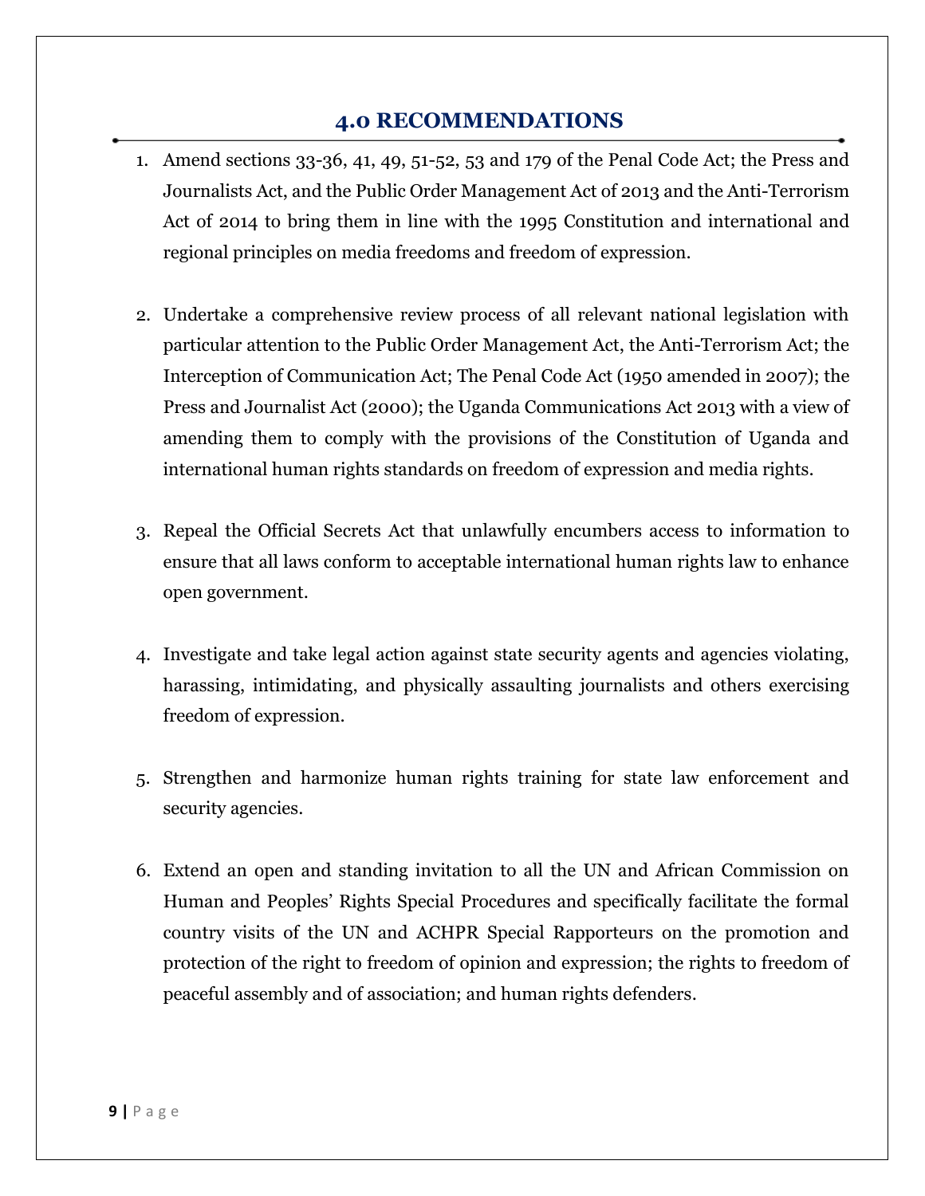## 4.0 RECOMMENDATIONS

1. Amend sections 33-36, 41, 49, 51-52, 53 and 179 of the Penal Code Act; the Press and Journalists Act, and the Public Order Management Act of 2013 and the Anti-Terrorism Act of 2014 to bring them in line with the 1995 Constitution and international and regional principles on media freedoms and freedom of expression.

2. Undertake a comprehensive review process of all relevant national legislation with particular attention to the Public Order Management Act, the Anti-Terrorism Act; the Interception of Communication Act; The Penal Code Act (1950 amended in 2007); the Press and Journalist Act (2000); the Uganda Communications Act 2013 with a view of amending them to comply with the provisions of the Constitution of Uganda and international human rights standards on freedom of expression and media rights.

3. Repeal the Official Secrets Act that unlawfully encumbers access to information to ensure that all laws conform to acceptable international human rights law to enhance open government.

4. Investigate and take legal action against state security agents and agencies violating, harassing, intimidating, and physically assaulting journalists and others exercising freedom of expression.

5. Strengthen and harmonize human rights training for state law enforcement and security agencies.

6. Extend an open and standing invitation to all the UN and African Commission on Human and Peoples' Rights Special Procedures and specifically facilitate the formal country visits of the UN and ACHPR Special Rapporteurs on the promotion and protection of the right to freedom of opinion and expression; the rights to freedom of peaceful assembly and of association; and human rights defenders.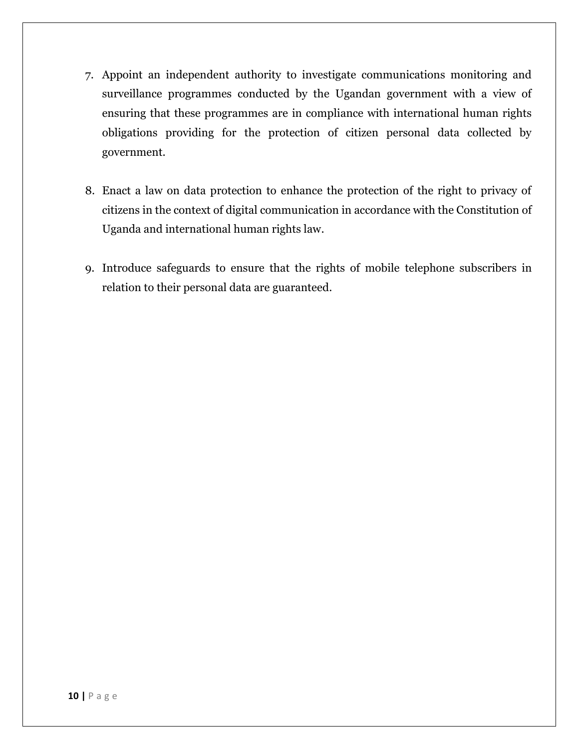7. Appoint an independent authority to investigate communications monitoring and surveillance programmes conducted by the Ugandan government with a view of ensuring that these programmes are in compliance with international human rights obligations providing for the protection of citizen personal data collected by government.

8. Enact a law on data protection to enhance the protection of the right to privacy of citizens in the context of digital communication in accordance with the Constitution of Uganda and international human rights law.

9. Introduce safeguards to ensure that the rights of mobile telephone subscribers in relation to their personal data are guaranteed.